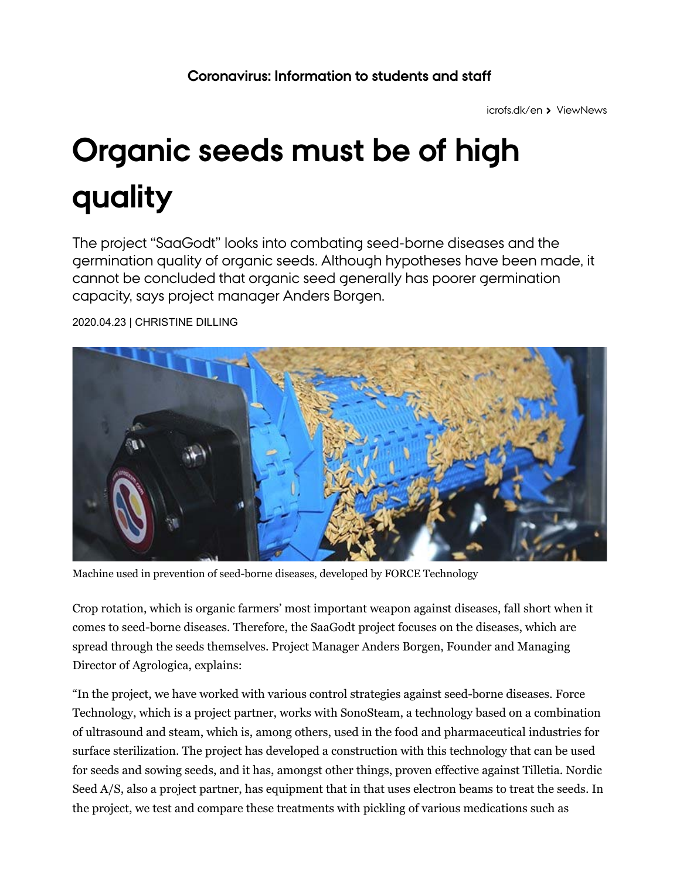Coronavirus: Information to students and staff

icrofs.dk/en › ViewNews

# Organic seeds must be of high quality

The project "SaaGodt" looks into combating seed-borne diseases and the germination quality of organic seeds. Although hypotheses have been made, it cannot be concluded that organic seed generally has poorer germination capacity, says project manager Anders Borgen.

2020.04.23 | CHRISTINE DILLING

Machine used in prevention of seed-borne diseases, developed by FORCE Technology

Crop rotation, which is organic farmers' most important weapon against diseases, fall short when it comes to seed-borne diseases. Therefore, the SaaGodt project focuses on the diseases, which are spread through the seeds themselves. Project Manager Anders Borgen, Founder and Managing Director of Agrologica, explains:

"In the project, we have worked with various control strategies against seed-borne diseases. Force Technology, which is a project partner, works with SonoSteam, a technology based on a combination of ultrasound and steam, which is, among others, used in the food and pharmaceutical industries for surface sterilization. The project has developed a construction with this technology that can be used for seeds and sowing seeds, and it has, amongst other things, proven effective against Tilletia. Nordic Seed A/S, also a project partner, has equipment that in that uses electron beams to treat the seeds. In the project, we test and compare these treatments with pickling of various medications such as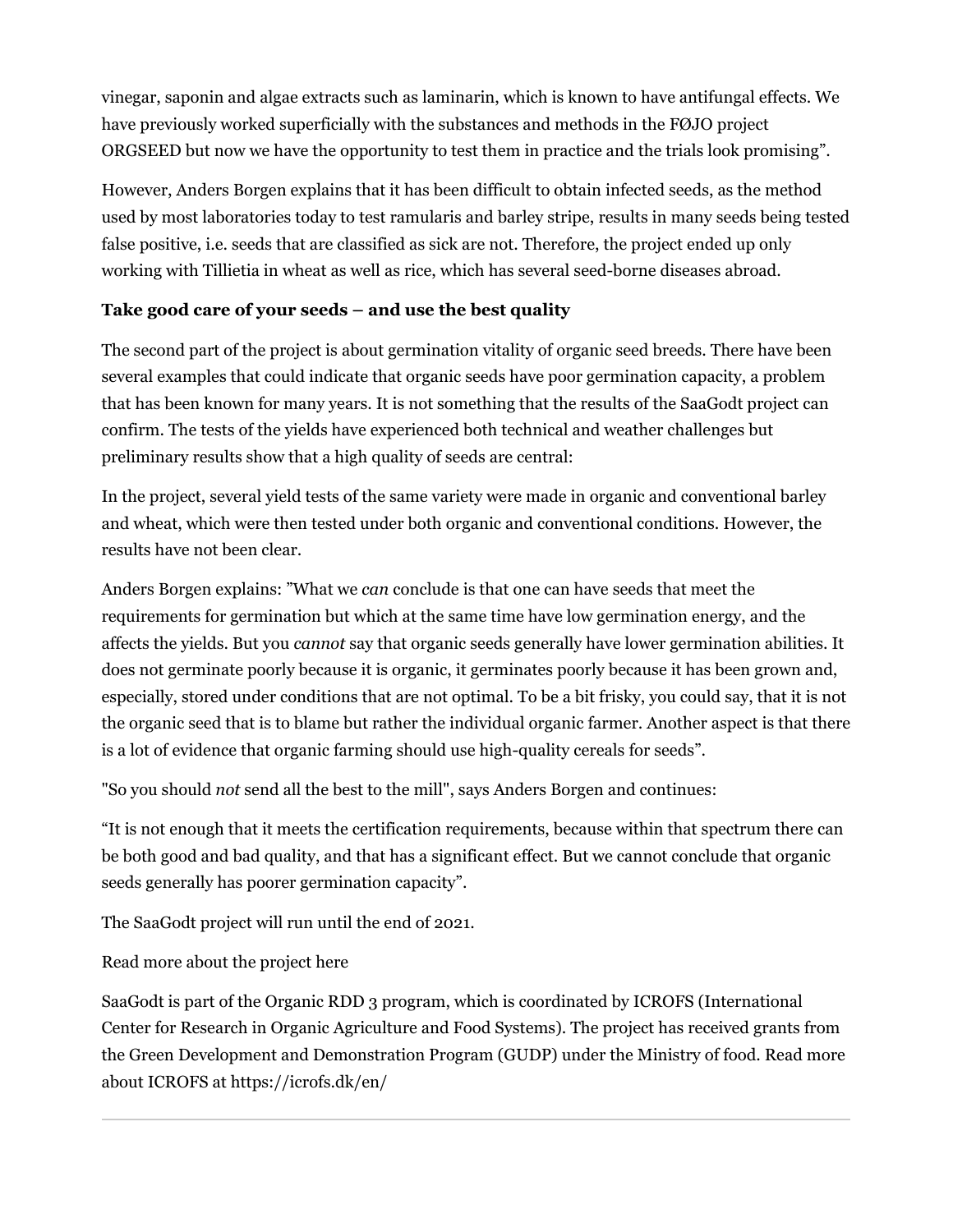vinegar, saponin and algae extracts such as laminarin, which is known to have antifungal effects. We have previously worked superficially with the substances and methods in the FØJO project ORGSEED but now we have the opportunity to test them in practice and the trials look promising".

However, Anders Borgen explains that it has been difficult to obtain infected seeds, as the method used by most laboratories today to test ramularis and barley stripe, results in many seeds being tested false positive, i.e. seeds that are classified as sick are not. Therefore, the project ended up only working with Tillietia in wheat as well as rice, which has several seed-borne diseases abroad.

**Take good care of your seeds – and use the best quality**

The second part of the project is about germination vitality of organic seed breeds. There have been several examples that could indicate that organic seeds have poor germination capacity, a problem that has been known for many years. It is not something that the results of the SaaGodt project can confirm. The tests of the yields have experienced both technical and weather challenges but preliminary results show that a high quality of seeds are central:

In the project, several yield tests of the same variety were made in organic and conventional barley and wheat, which were then tested under both organic and conventional conditions. However, the results have not been clear.

Anders Borgen explains: "What we *can* conclude is that one can have seeds that meet the requirements for germination but which at the same time have low germination energy, and the affects the yields. But you *cannot* say that organic seeds generally have lower germination abilities. It does not germinate poorly because it is organic, it germinates poorly because it has been grown and, especially, stored under conditions that are not optimal. To be a bit frisky, you could say, that it is not the organic seed that is to blame but rather the individual organic farmer. Another aspect is that there is a lot of evidence that organic farming should use high-quality cereals for seeds".

"So you should *not* send all the best to the mill", says Anders Borgen and continues:

"It is not enough that it meets the certification requirements, because within that spectrum there can be both good and bad quality, and that has a significant effect. But we cannot conclude that organic seeds generally has poorer germination capacity".

The SaaGodt project will run until the end of 2021.

Read more about the project here

SaaGodt is part of the Organic RDD 3 program, which is coordinated by ICROFS (International Center for Research in Organic Agriculture and Food Systems). The project has received grants from the Green Development and Demonstration Program (GUDP) under the Ministry of food. Read more about ICROFS at https://icrofs.dk/en/

---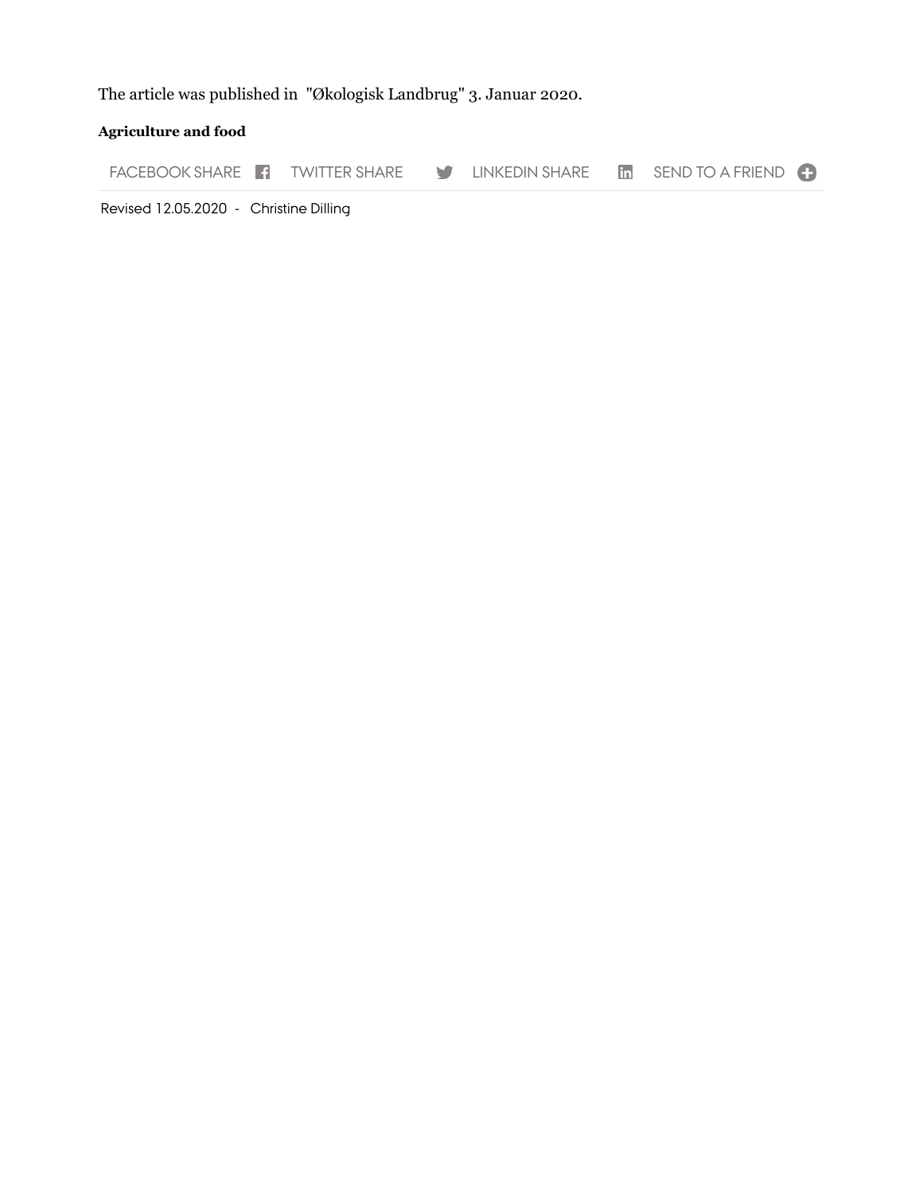The article was published in "Økologisk Landbrug" 3. Januar 2020.

**Agriculture and food**

FACEBOOK SHARE TWITTER SHARE LINKEDIN SHARE SEND TO A FRIEND

Revised 12.05.2020 - Christine Dilling